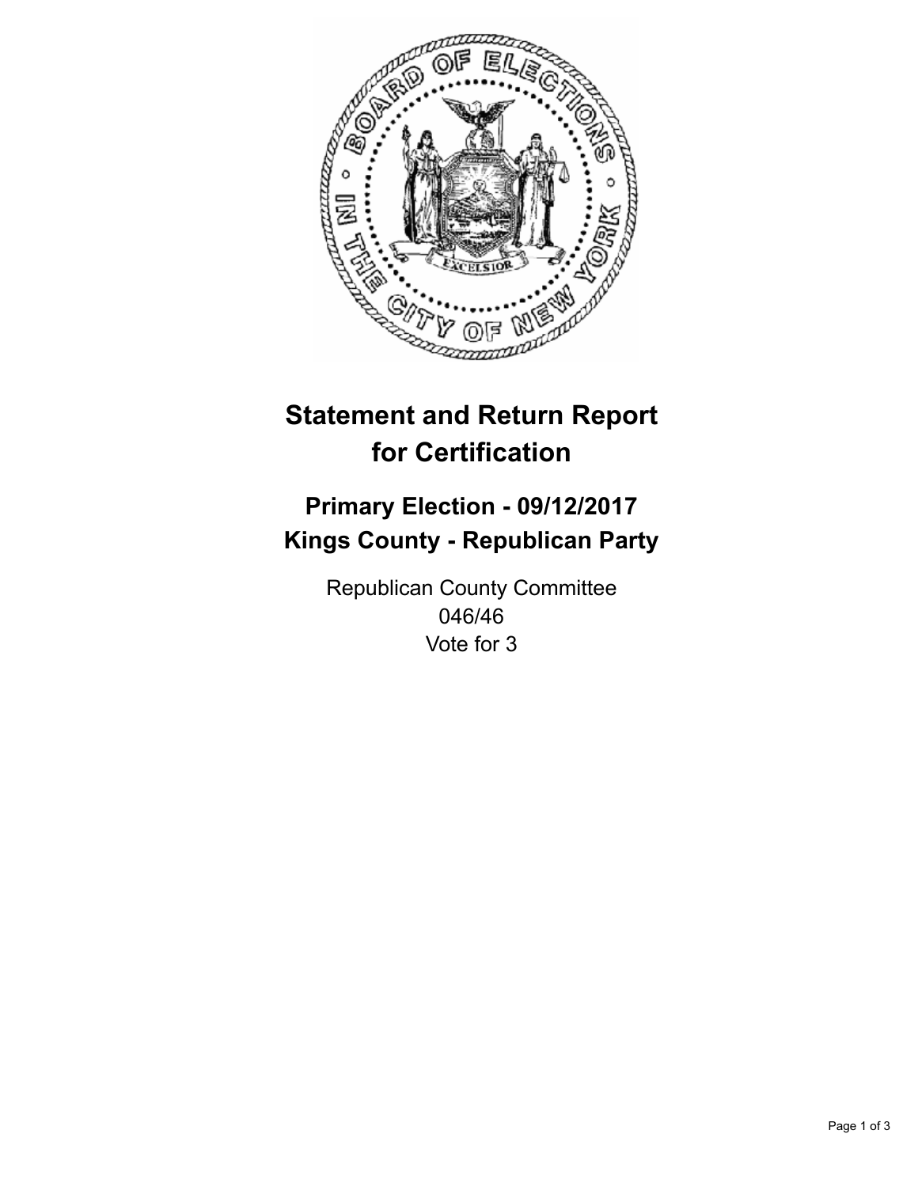# Statement and Return Report for Certification

## Primary Election - 09/12/2017
## Kings County - Republican Party

Republican County Committee
046/46
Vote for 3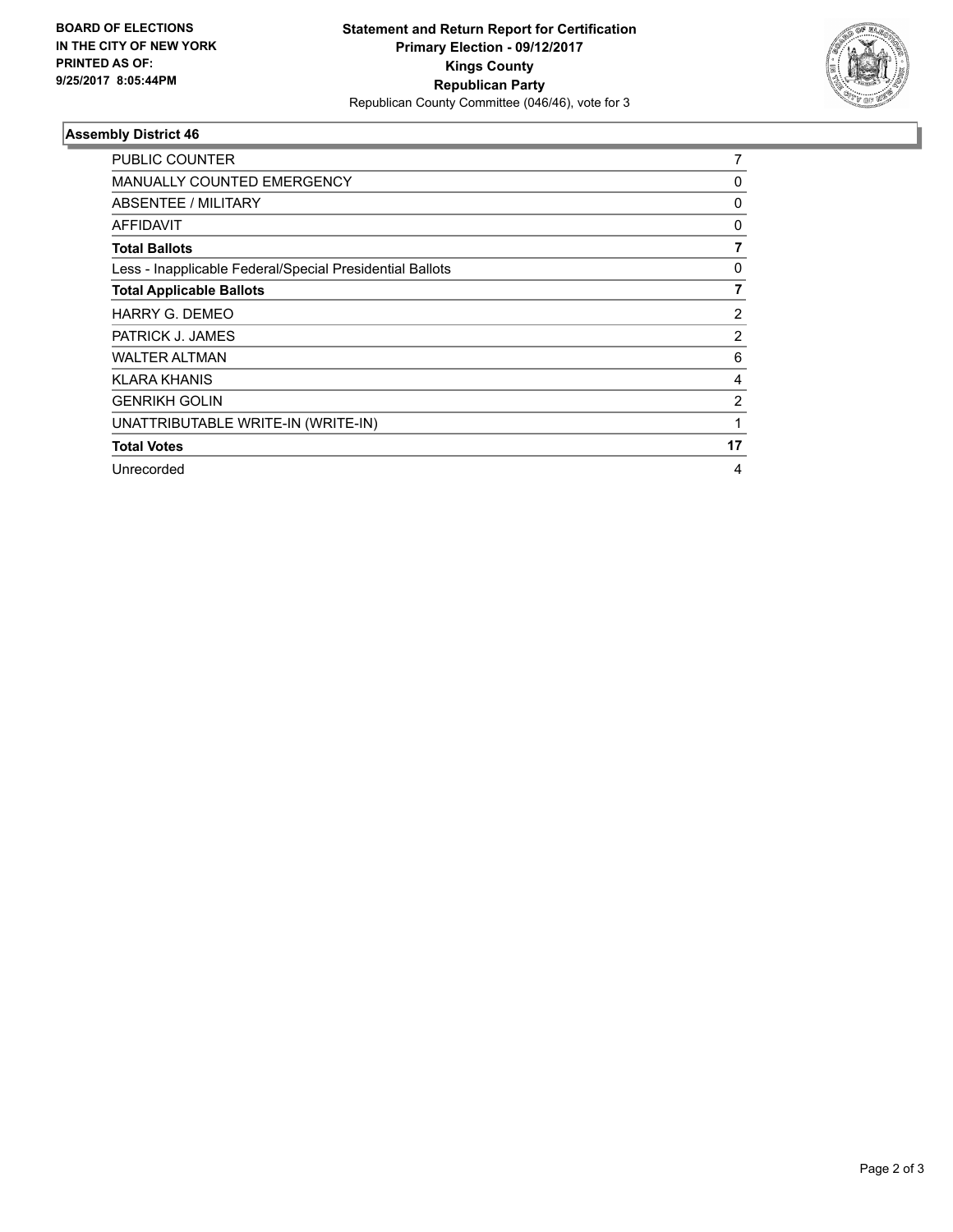**BOARD OF ELECTIONS IN THE CITY OF NEW YORK PRINTED AS OF: 9/25/2017 8:05:44PM**

**Statement and Return Report for Certification**
**Primary Election - 09/12/2017**
**Kings County**
**Republican Party**
Republican County Committee (046/46), vote for 3

## Assembly District 46

| | |
|---|---|
| PUBLIC COUNTER | 7 |
| MANUALLY COUNTED EMERGENCY | 0 |
| ABSENTEE / MILITARY | 0 |
| AFFIDAVIT | 0 |
| **Total Ballots** | **7** |
| Less - Inapplicable Federal/Special Presidential Ballots | 0 |
| **Total Applicable Ballots** | **7** |
| HARRY G. DEMEO | 2 |
| PATRICK J. JAMES | 2 |
| WALTER ALTMAN | 6 |
| KLARA KHANIS | 4 |
| GENRIKH GOLIN | 2 |
| UNATTRIBUTABLE WRITE-IN (WRITE-IN) | 1 |
| **Total Votes** | **17** |
| Unrecorded | 4 |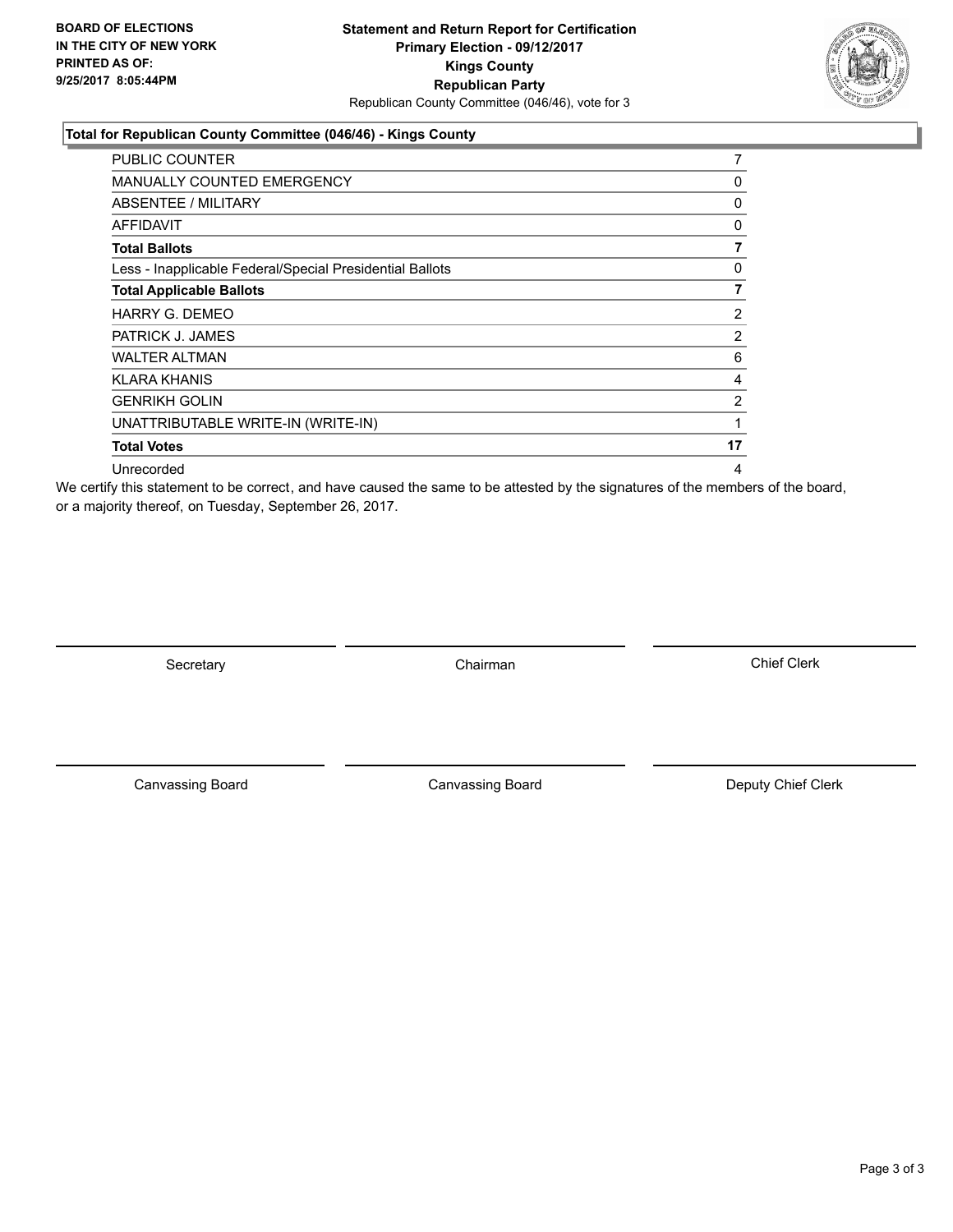**BOARD OF ELECTIONS IN THE CITY OF NEW YORK PRINTED AS OF: 9/25/2017 8:05:44PM**

**Statement and Return Report for Certification Primary Election - 09/12/2017 Kings County Republican Party**

Republican County Committee (046/46), vote for 3

### Total for Republican County Committee (046/46) - Kings County

| | |
|---|---|
| PUBLIC COUNTER | 7 |
| MANUALLY COUNTED EMERGENCY | 0 |
| ABSENTEE / MILITARY | 0 |
| AFFIDAVIT | 0 |
| **Total Ballots** | **7** |
| Less - Inapplicable Federal/Special Presidential Ballots | 0 |
| **Total Applicable Ballots** | **7** |
| HARRY G. DEMEO | 2 |
| PATRICK J. JAMES | 2 |
| WALTER ALTMAN | 6 |
| KLARA KHANIS | 4 |
| GENRIKH GOLIN | 2 |
| UNATTRIBUTABLE WRITE-IN (WRITE-IN) | 1 |
| **Total Votes** | **17** |
| Unrecorded | 4 |

We certify this statement to be correct, and have caused the same to be attested by the signatures of the members of the board, or a majority thereof, on Tuesday, September 26, 2017.

Secretary

Chairman

Chief Clerk

Canvassing Board

Canvassing Board

Deputy Chief Clerk